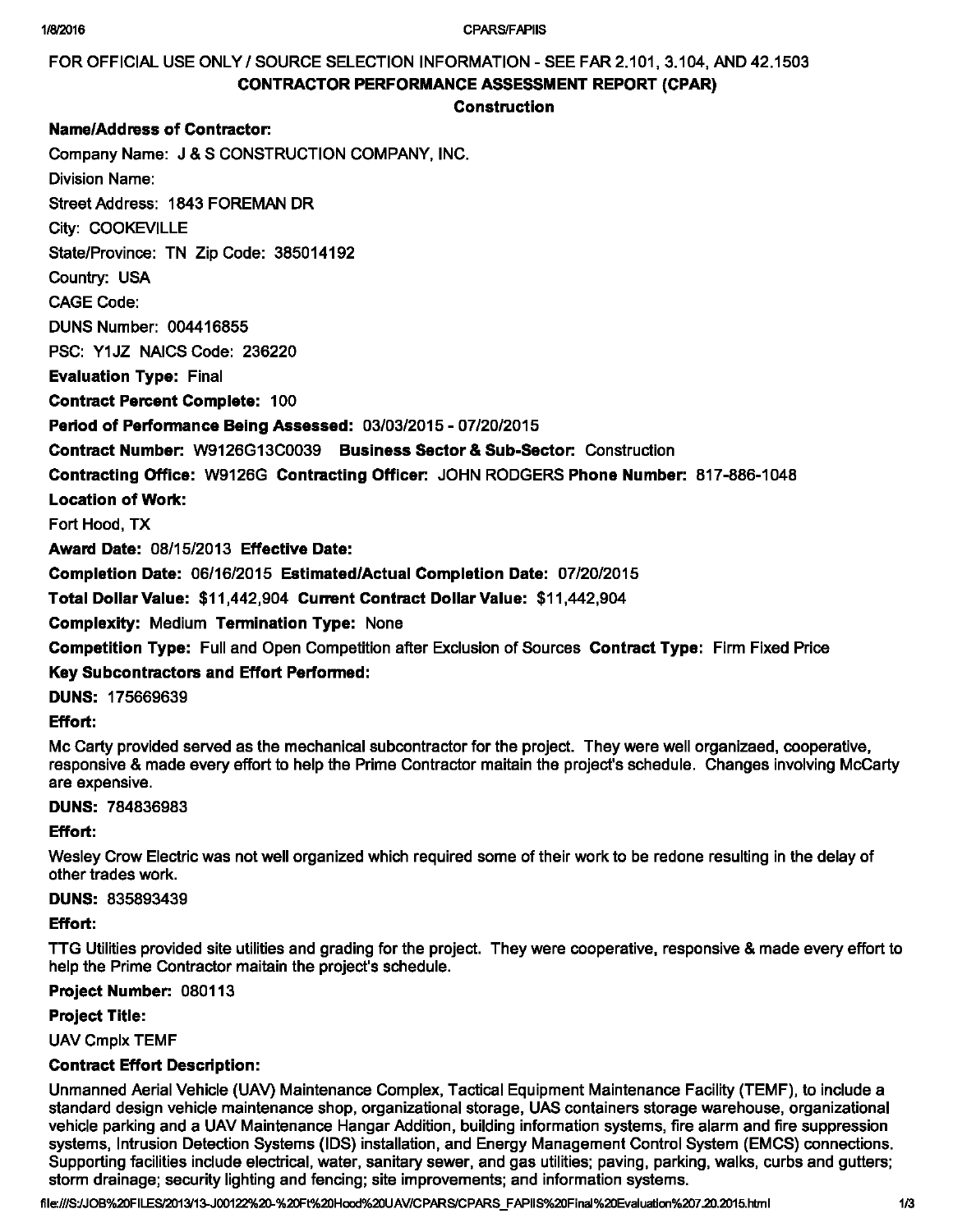FOR OFFICIAL USE ONLY / SOURCE SELECTION INFORMATION - SEE FAR 2.101, 3.104, AND 42.1503

# CONTRACTOR PERFORMANCE ASSESSMENT REPORT (CPAR)

## Construction

**Name/Address of Contractor:**

Company Name: J & S CONSTRUCTION COMPANY, INC.

Division Name:

Street Address: 1843 FOREMAN DR

City: COOKEVILLE

State/Province: TN Zip Code: 385014192

Country: USA

CAGE Code:

DUNS Number: 004416855

PSC: Y1JZ NAICS Code: 236220

**Evaluation Type:** Final

**Contract Percent Complete:** 100

**Period of Performance Being Assessed:** 03/03/2015 - 07/20/2015

**Contract Number:** W9126G13C0039 **Business Sector & Sub-Sector:** Construction

**Contracting Office:** W9126G **Contracting Officer:** JOHN RODGERS **Phone Number:** 817-886-1048

**Location of Work:**

Fort Hood, TX

**Award Date:** 08/15/2013 **Effective Date:**

**Completion Date:** 06/16/2015 **Estimated/Actual Completion Date:** 07/20/2015

**Total Dollar Value:** $11,442,904 **Current Contract Dollar Value:** $11,442,904

**Complexity:** Medium **Termination Type:** None

**Competition Type:** Full and Open Competition after Exclusion of Sources **Contract Type:** Firm Fixed Price

**Key Subcontractors and Effort Performed:**

**DUNS:** 175669639

**Effort:**

Mc Carty provided served as the mechanical subcontractor for the project. They were well organizaed, cooperative, responsive & made every effort to help the Prime Contractor maitain the project's schedule. Changes involving McCarty are expensive.

**DUNS:** 784836983

**Effort:**

Wesley Crow Electric was not well organized which required some of their work to be redone resulting in the delay of other trades work.

**DUNS:** 835893439

**Effort:**

TTG Utilities provided site utilities and grading for the project. They were cooperative, responsive & made every effort to help the Prime Contractor maitain the project's schedule.

**Project Number:** 080113

**Project Title:**

UAV Cmplx TEMF

**Contract Effort Description:**

Unmanned Aerial Vehicle (UAV) Maintenance Complex, Tactical Equipment Maintenance Facility (TEMF), to include a standard design vehicle maintenance shop, organizational storage, UAS containers storage warehouse, organizational vehicle parking and a UAV Maintenance Hangar Addition, building information systems, fire alarm and fire suppression systems, Intrusion Detection Systems (IDS) installation, and Energy Management Control System (EMCS) connections. Supporting facilities include electrical, water, sanitary sewer, and gas utilities; paving, parking, walks, curbs and gutters; storm drainage; security lighting and fencing; site improvements; and information systems.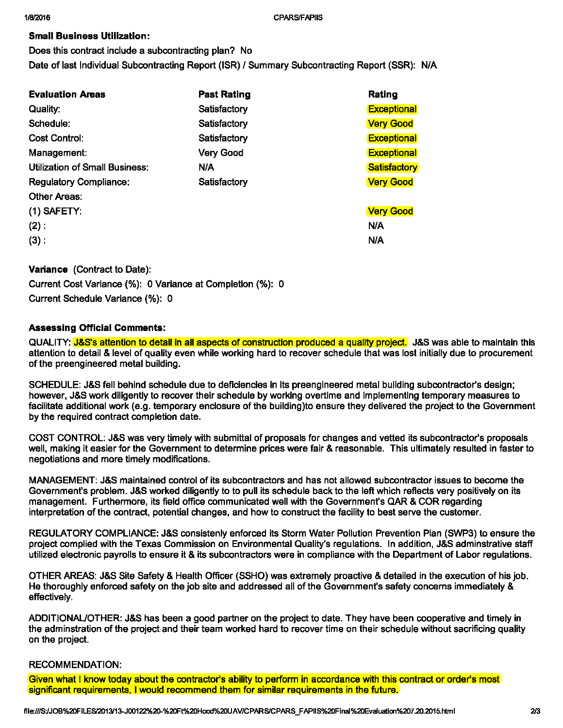**Small Business Utilization:**

Does this contract include a subcontracting plan? No

Date of last Individual Subcontracting Report (ISR) / Summary Subcontracting Report (SSR): N/A

| Evaluation Areas | Past Rating | Rating |
|---|---|---|
| Quality: | Satisfactory | Exceptional |
| Schedule: | Satisfactory | Very Good |
| Cost Control: | Satisfactory | Exceptional |
| Management: | Very Good | Exceptional |
| Utilization of Small Business: | N/A | Satisfactory |
| Regulatory Compliance: | Satisfactory | Very Good |
| Other Areas: | | |
| (1) SAFETY: | | Very Good |
| (2) : | | N/A |
| (3) : | | N/A |

**Variance** (Contract to Date):

Current Cost Variance (%): 0 Variance at Completion (%): 0

Current Schedule Variance (%): 0

**Assessing Official Comments:**

QUALITY: J&S's attention to detail in all aspects of construction produced a quality project. J&S was able to maintain this attention to detail & level of quality even while working hard to recover schedule that was lost initially due to procurement of the preengineered metal building.

SCHEDULE: J&S fell behind schedule due to deficiencies in its preengineered metal building subcontractor's design; however, J&S work diligently to recover their schedule by working overtime and implementing temporary measures to facilitate additional work (e.g. temporary enclosure of the building)to ensure they delivered the project to the Government by the required contract completion date.

COST CONTROL: J&S was very timely with submittal of proposals for changes and vetted its subcontractor's proposals well, making it easier for the Government to determine prices were fair & reasonable. This ultimately resulted in faster to negotiations and more timely modifications.

MANAGEMENT: J&S maintained control of its subcontractors and has not allowed subcontractor issues to become the Government's problem. J&S worked diligently to to pull its schedule back to the left which reflects very positively on its management. Furthermore, its field office communicated well with the Government's QAR & COR regarding interpretation of the contract, potential changes, and how to construct the facility to best serve the customer.

REGULATORY COMPLIANCE: J&S consistenly enforced its Storm Water Pollution Prevention Plan (SWP3) to ensure the project complied with the Texas Commission on Environmental Quality's regulations. In addition, J&S adminstrative staff utilized electronic payrolls to ensure it & its subcontractors were in compliance with the Department of Labor regulations.

OTHER AREAS: J&S Site Safety & Health Officer (SSHO) was extremely proactive & detailed in the execution of his job. He thoroughly enforced safety on the job site and addressed all of the Government's safety concerns immediately & effectively.

ADDITIONAL/OTHER: J&S has been a good partner on the project to date. They have been cooperative and timely in the adminstration of the project and their team worked hard to recover time on their schedule without sacrificing quality on the project.

RECOMMENDATION:

Given what I know today about the contractor's ability to perform in accordance with this contract or order's most significant requirements, I would recommend them for similar requirements in the future.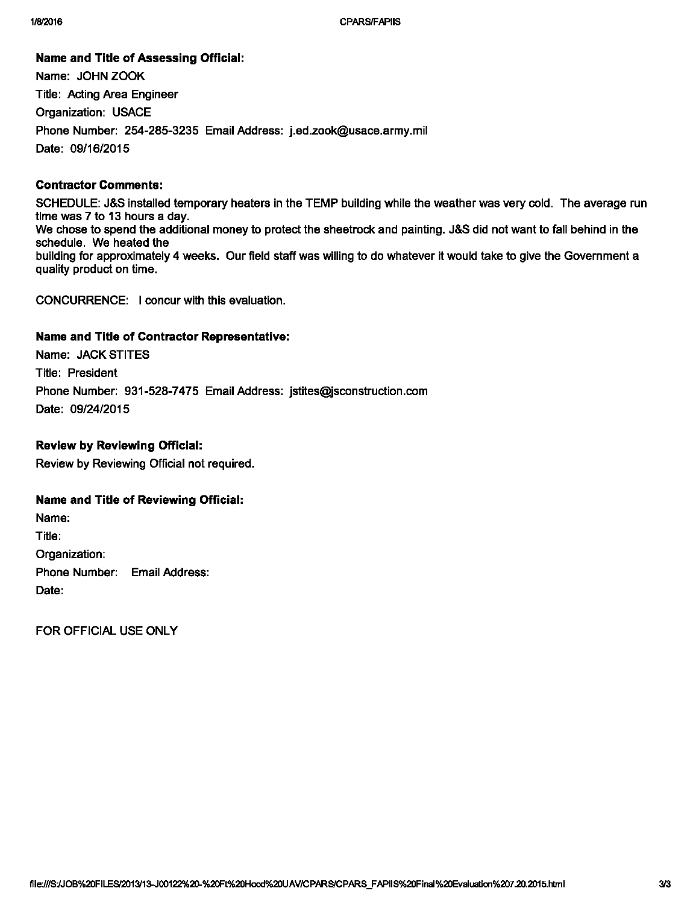### Name and Title of Assessing Official:

Name: JOHN ZOOK

Title: Acting Area Engineer

Organization: USACE

Phone Number: 254-285-3235 Email Address: j.ed.zook@usace.army.mil

Date: 09/16/2015

### Contractor Comments:

SCHEDULE: J&S installed temporary heaters in the TEMP building while the weather was very cold. The average run time was 7 to 13 hours a day.
We chose to spend the additional money to protect the sheetrock and painting. J&S did not want to fall behind in the schedule. We heated the
building for approximately 4 weeks. Our field staff was willing to do whatever it would take to give the Government a quality product on time.

CONCURRENCE: I concur with this evaluation.

### Name and Title of Contractor Representative:

Name: JACK STITES

Title: President

Phone Number: 931-528-7475 Email Address: jstites@jsconstruction.com

Date: 09/24/2015

### Review by Reviewing Official:

Review by Reviewing Official not required.

### Name and Title of Reviewing Official:

Name:

Title:

Organization:

Phone Number: Email Address:

Date:

FOR OFFICIAL USE ONLY